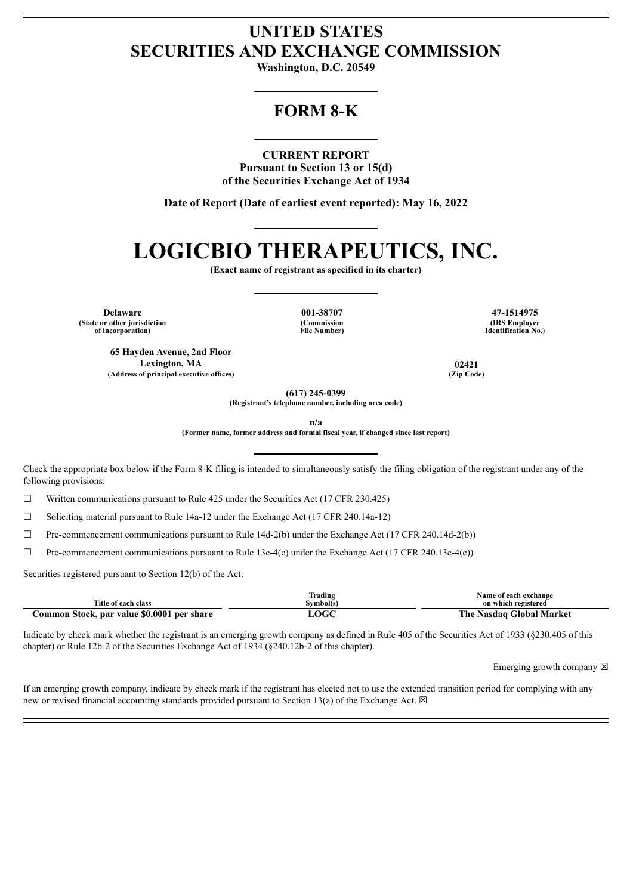# UNITED STATES
# SECURITIES AND EXCHANGE COMMISSION

**Washington, D.C. 20549**

## FORM 8-K

**CURRENT REPORT**
**Pursuant to Section 13 or 15(d)**
**of the Securities Exchange Act of 1934**

**Date of Report (Date of earliest event reported): May 16, 2022**

# LOGICBIO THERAPEUTICS, INC.

**(Exact name of registrant as specified in its charter)**

| Delaware | 001-38707 | 47-1514975 |
|---|---|---|
| (State or other jurisdiction of incorporation) | (Commission File Number) | (IRS Employer Identification No.) |

| 65 Hayden Avenue, 2nd Floor Lexington, MA | 02421 |
|---|---|
| (Address of principal executive offices) | (Zip Code) |

**(617) 245-0399**
**(Registrant's telephone number, including area code)**

**n/a**
**(Former name, former address and formal fiscal year, if changed since last report)**

Check the appropriate box below if the Form 8-K filing is intended to simultaneously satisfy the filing obligation of the registrant under any of the following provisions:

☐ Written communications pursuant to Rule 425 under the Securities Act (17 CFR 230.425)

☐ Soliciting material pursuant to Rule 14a-12 under the Exchange Act (17 CFR 240.14a-12)

☐ Pre-commencement communications pursuant to Rule 14d-2(b) under the Exchange Act (17 CFR 240.14d-2(b))

☐ Pre-commencement communications pursuant to Rule 13e-4(c) under the Exchange Act (17 CFR 240.13e-4(c))

Securities registered pursuant to Section 12(b) of the Act:

| Title of each class | Trading Symbol(s) | Name of each exchange on which registered |
|---|---|---|
| **Common Stock, par value $0.0001 per share** | **LOGC** | **The Nasdaq Global Market** |

Indicate by check mark whether the registrant is an emerging growth company as defined in Rule 405 of the Securities Act of 1933 (§230.405 of this chapter) or Rule 12b-2 of the Securities Exchange Act of 1934 (§240.12b-2 of this chapter).

Emerging growth company ☒

If an emerging growth company, indicate by check mark if the registrant has elected not to use the extended transition period for complying with any new or revised financial accounting standards provided pursuant to Section 13(a) of the Exchange Act. ☒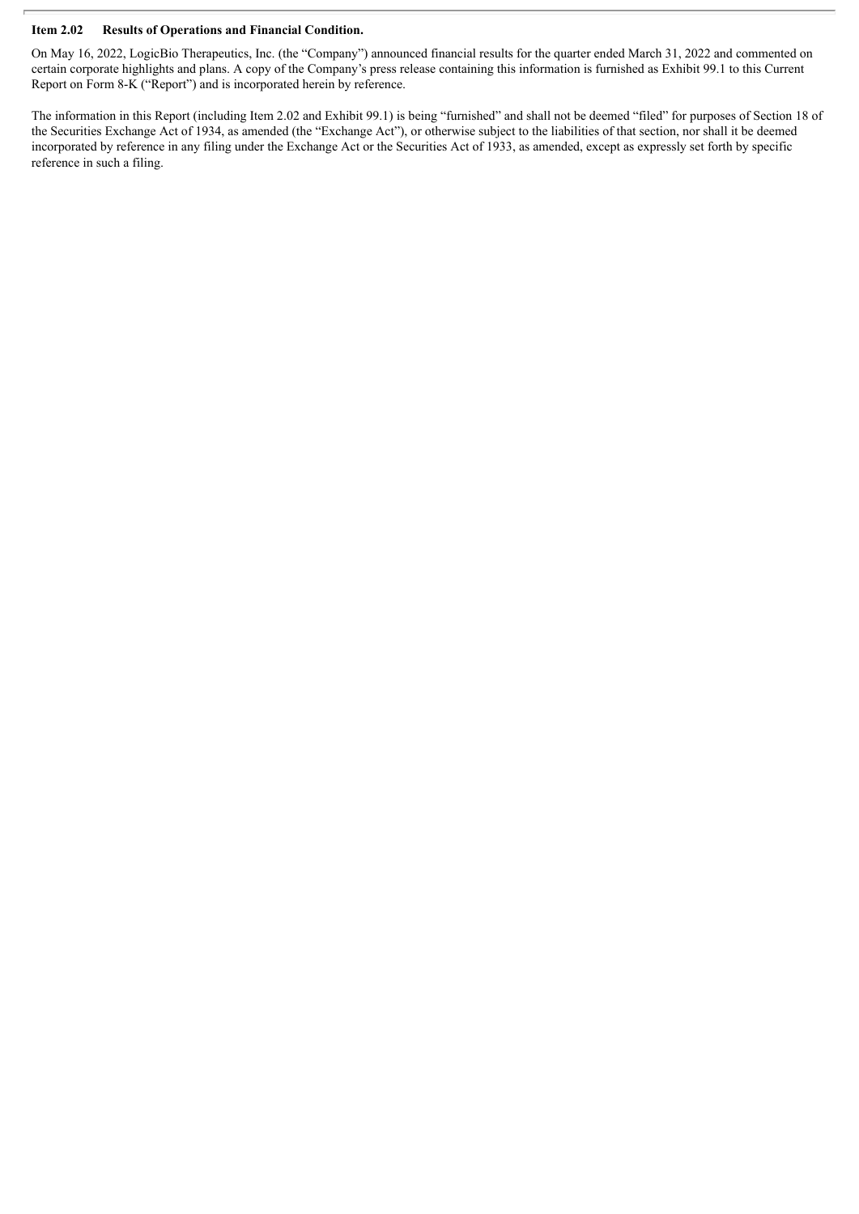**Item 2.02 Results of Operations and Financial Condition.**

On May 16, 2022, LogicBio Therapeutics, Inc. (the "Company") announced financial results for the quarter ended March 31, 2022 and commented on certain corporate highlights and plans. A copy of the Company's press release containing this information is furnished as Exhibit 99.1 to this Current Report on Form 8-K ("Report") and is incorporated herein by reference.

The information in this Report (including Item 2.02 and Exhibit 99.1) is being "furnished" and shall not be deemed "filed" for purposes of Section 18 of the Securities Exchange Act of 1934, as amended (the "Exchange Act"), or otherwise subject to the liabilities of that section, nor shall it be deemed incorporated by reference in any filing under the Exchange Act or the Securities Act of 1933, as amended, except as expressly set forth by specific reference in such a filing.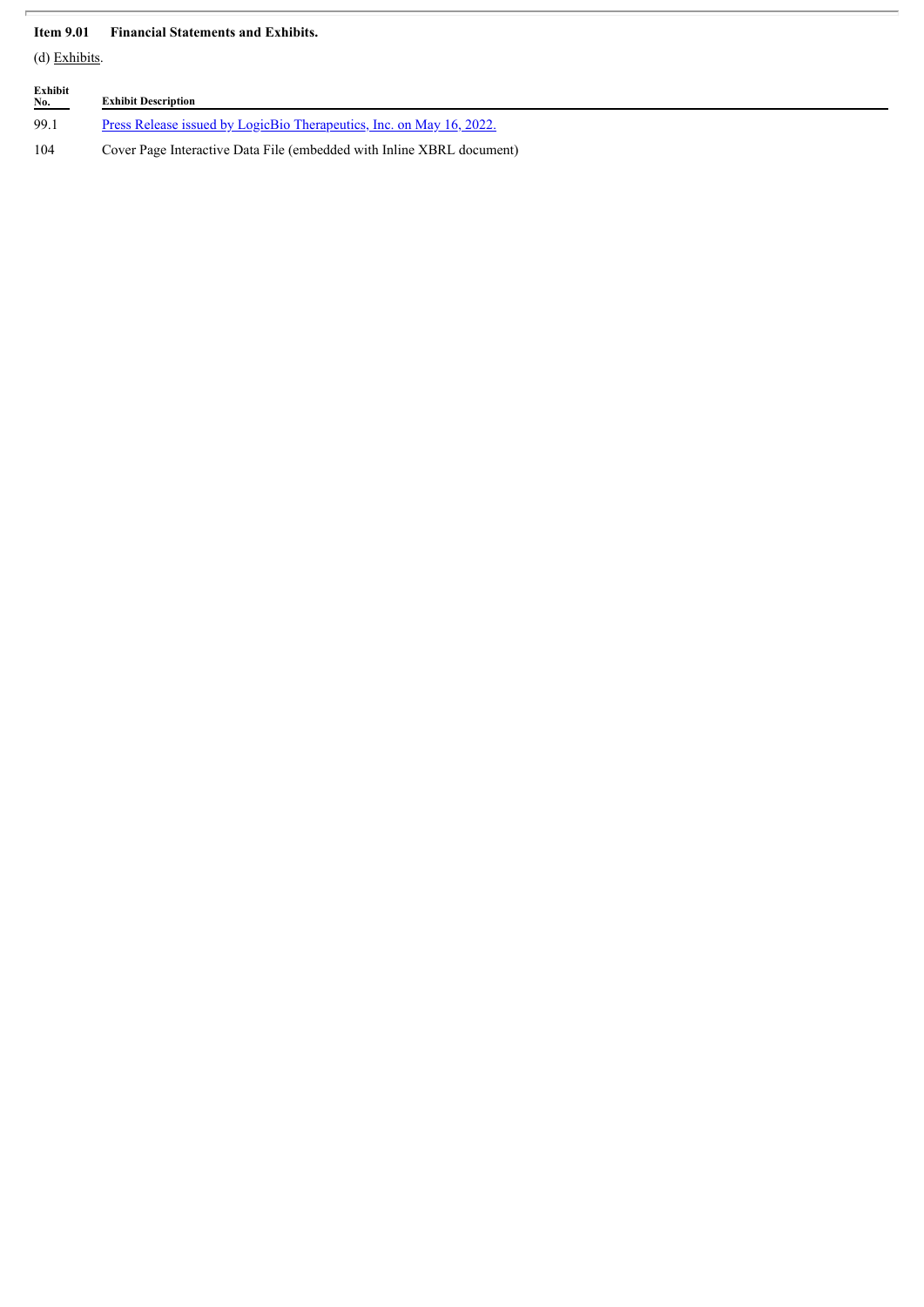**Item 9.01 Financial Statements and Exhibits.**

(d) Exhibits.

| Exhibit No. | Exhibit Description |
| --- | --- |
| 99.1 | Press Release issued by LogicBio Therapeutics, Inc. on May 16, 2022. |
| 104 | Cover Page Interactive Data File (embedded with Inline XBRL document) |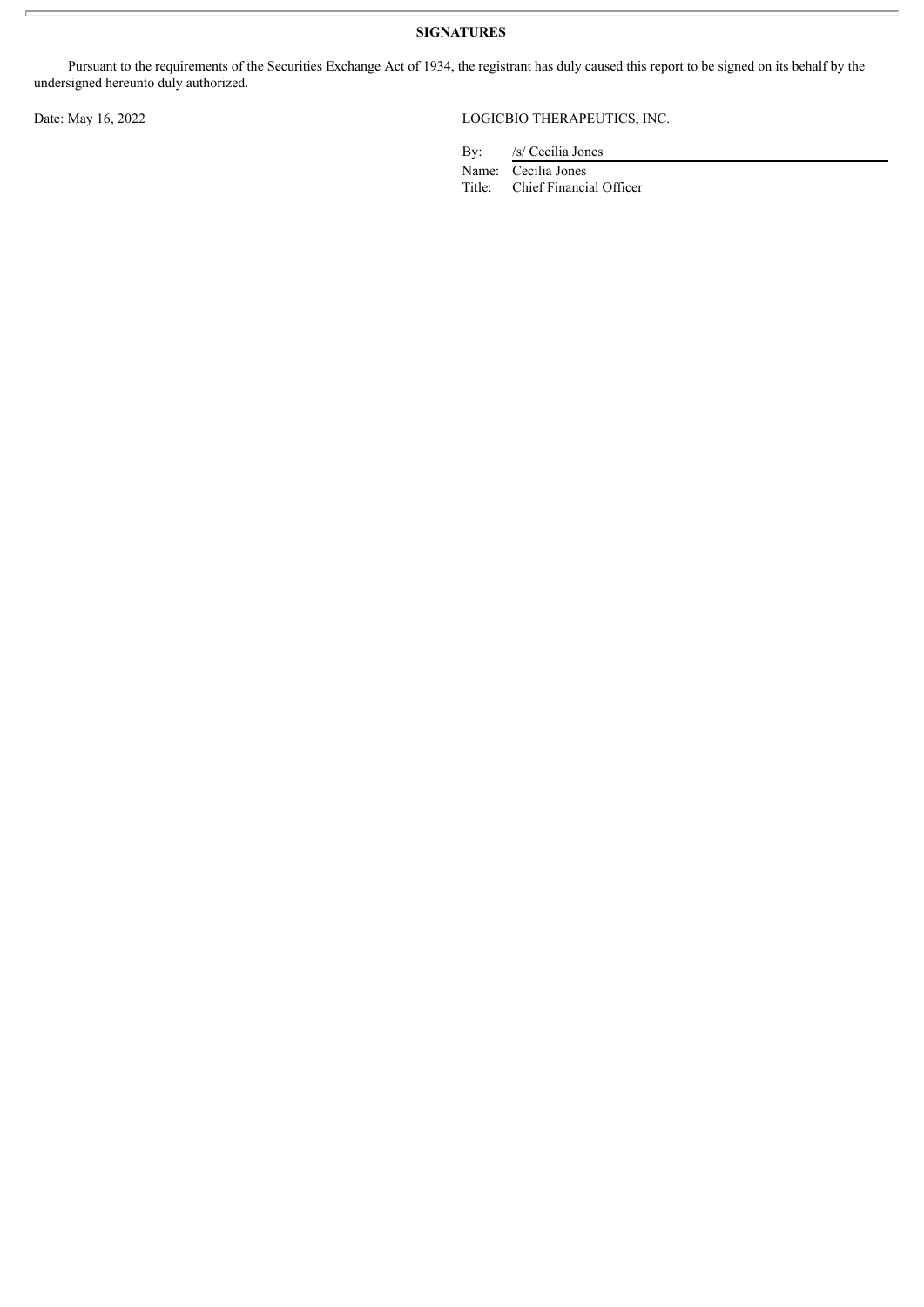**SIGNATURES**

Pursuant to the requirements of the Securities Exchange Act of 1934, the registrant has duly caused this report to be signed on its behalf by the undersigned hereunto duly authorized.

Date: May 16, 2022

LOGICBIO THERAPEUTICS, INC.

By: /s/ Cecilia Jones

Name: Cecilia Jones

Title: Chief Financial Officer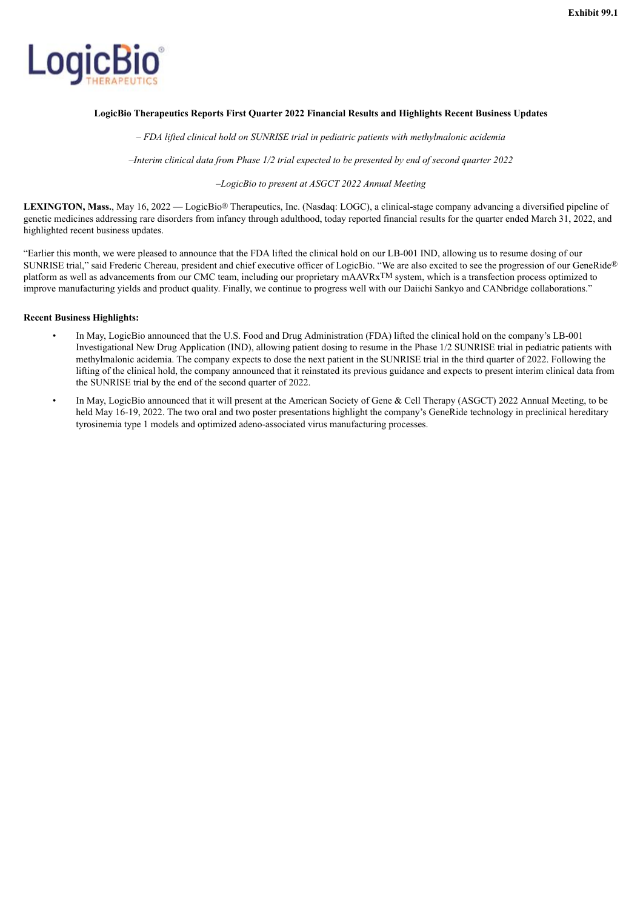Exhibit 99.1

LogicBio THERAPEUTICS

**LogicBio Therapeutics Reports First Quarter 2022 Financial Results and Highlights Recent Business Updates**

*– FDA lifted clinical hold on SUNRISE trial in pediatric patients with methylmalonic acidemia*

*–Interim clinical data from Phase 1/2 trial expected to be presented by end of second quarter 2022*

*–LogicBio to present at ASGCT 2022 Annual Meeting*

**LEXINGTON, Mass.**, May 16, 2022 — LogicBio® Therapeutics, Inc. (Nasdaq: LOGC), a clinical-stage company advancing a diversified pipeline of genetic medicines addressing rare disorders from infancy through adulthood, today reported financial results for the quarter ended March 31, 2022, and highlighted recent business updates.

"Earlier this month, we were pleased to announce that the FDA lifted the clinical hold on our LB-001 IND, allowing us to resume dosing of our SUNRISE trial," said Frederic Chereau, president and chief executive officer of LogicBio. "We are also excited to see the progression of our GeneRide® platform as well as advancements from our CMC team, including our proprietary mAAVRx™ system, which is a transfection process optimized to improve manufacturing yields and product quality. Finally, we continue to progress well with our Daiichi Sankyo and CANbridge collaborations."

**Recent Business Highlights:**

- In May, LogicBio announced that the U.S. Food and Drug Administration (FDA) lifted the clinical hold on the company's LB-001 Investigational New Drug Application (IND), allowing patient dosing to resume in the Phase 1/2 SUNRISE trial in pediatric patients with methylmalonic acidemia. The company expects to dose the next patient in the SUNRISE trial in the third quarter of 2022. Following the lifting of the clinical hold, the company announced that it reinstated its previous guidance and expects to present interim clinical data from the SUNRISE trial by the end of the second quarter of 2022.
- In May, LogicBio announced that it will present at the American Society of Gene & Cell Therapy (ASGCT) 2022 Annual Meeting, to be held May 16-19, 2022. The two oral and two poster presentations highlight the company's GeneRide technology in preclinical hereditary tyrosinemia type 1 models and optimized adeno-associated virus manufacturing processes.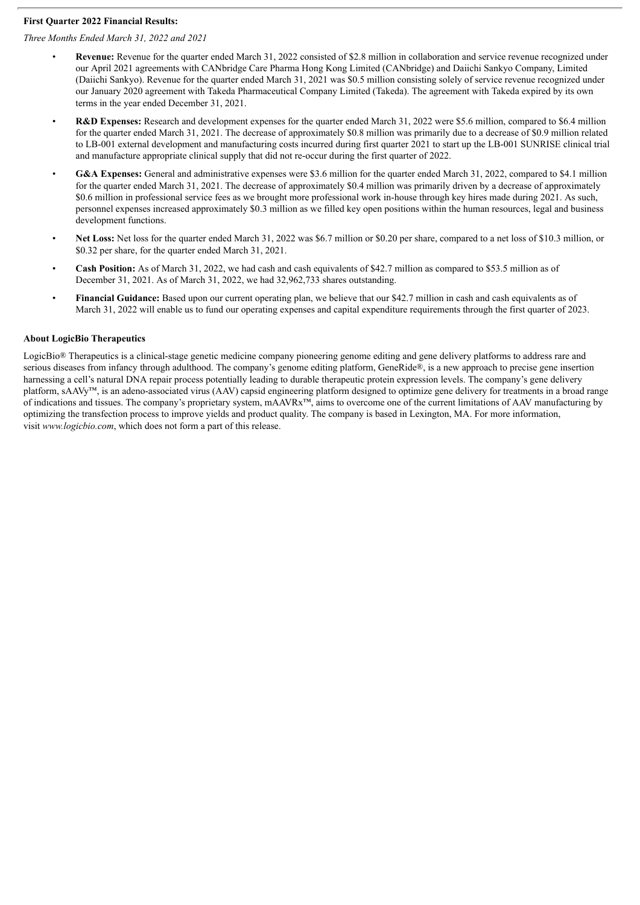**First Quarter 2022 Financial Results:**

*Three Months Ended March 31, 2022 and 2021*

- **Revenue:** Revenue for the quarter ended March 31, 2022 consisted of $2.8 million in collaboration and service revenue recognized under our April 2021 agreements with CANbridge Care Pharma Hong Kong Limited (CANbridge) and Daiichi Sankyo Company, Limited (Daiichi Sankyo). Revenue for the quarter ended March 31, 2021 was $0.5 million consisting solely of service revenue recognized under our January 2020 agreement with Takeda Pharmaceutical Company Limited (Takeda). The agreement with Takeda expired by its own terms in the year ended December 31, 2021.
- **R&D Expenses:** Research and development expenses for the quarter ended March 31, 2022 were $5.6 million, compared to $6.4 million for the quarter ended March 31, 2021. The decrease of approximately $0.8 million was primarily due to a decrease of $0.9 million related to LB-001 external development and manufacturing costs incurred during first quarter 2021 to start up the LB-001 SUNRISE clinical trial and manufacture appropriate clinical supply that did not re-occur during the first quarter of 2022.
- **G&A Expenses:** General and administrative expenses were $3.6 million for the quarter ended March 31, 2022, compared to $4.1 million for the quarter ended March 31, 2021. The decrease of approximately $0.4 million was primarily driven by a decrease of approximately $0.6 million in professional service fees as we brought more professional work in-house through key hires made during 2021. As such, personnel expenses increased approximately $0.3 million as we filled key open positions within the human resources, legal and business development functions.
- **Net Loss:** Net loss for the quarter ended March 31, 2022 was $6.7 million or $0.20 per share, compared to a net loss of $10.3 million, or $0.32 per share, for the quarter ended March 31, 2021.
- **Cash Position:** As of March 31, 2022, we had cash and cash equivalents of $42.7 million as compared to $53.5 million as of December 31, 2021. As of March 31, 2022, we had 32,962,733 shares outstanding.
- **Financial Guidance:** Based upon our current operating plan, we believe that our $42.7 million in cash and cash equivalents as of March 31, 2022 will enable us to fund our operating expenses and capital expenditure requirements through the first quarter of 2023.

**About LogicBio Therapeutics**

LogicBio® Therapeutics is a clinical-stage genetic medicine company pioneering genome editing and gene delivery platforms to address rare and serious diseases from infancy through adulthood. The company's genome editing platform, GeneRide®, is a new approach to precise gene insertion harnessing a cell's natural DNA repair process potentially leading to durable therapeutic protein expression levels. The company's gene delivery platform, sAAVy™, is an adeno-associated virus (AAV) capsid engineering platform designed to optimize gene delivery for treatments in a broad range of indications and tissues. The company's proprietary system, mAAVRx™, aims to overcome one of the current limitations of AAV manufacturing by optimizing the transfection process to improve yields and product quality. The company is based in Lexington, MA. For more information, visit *www.logicbio.com*, which does not form a part of this release.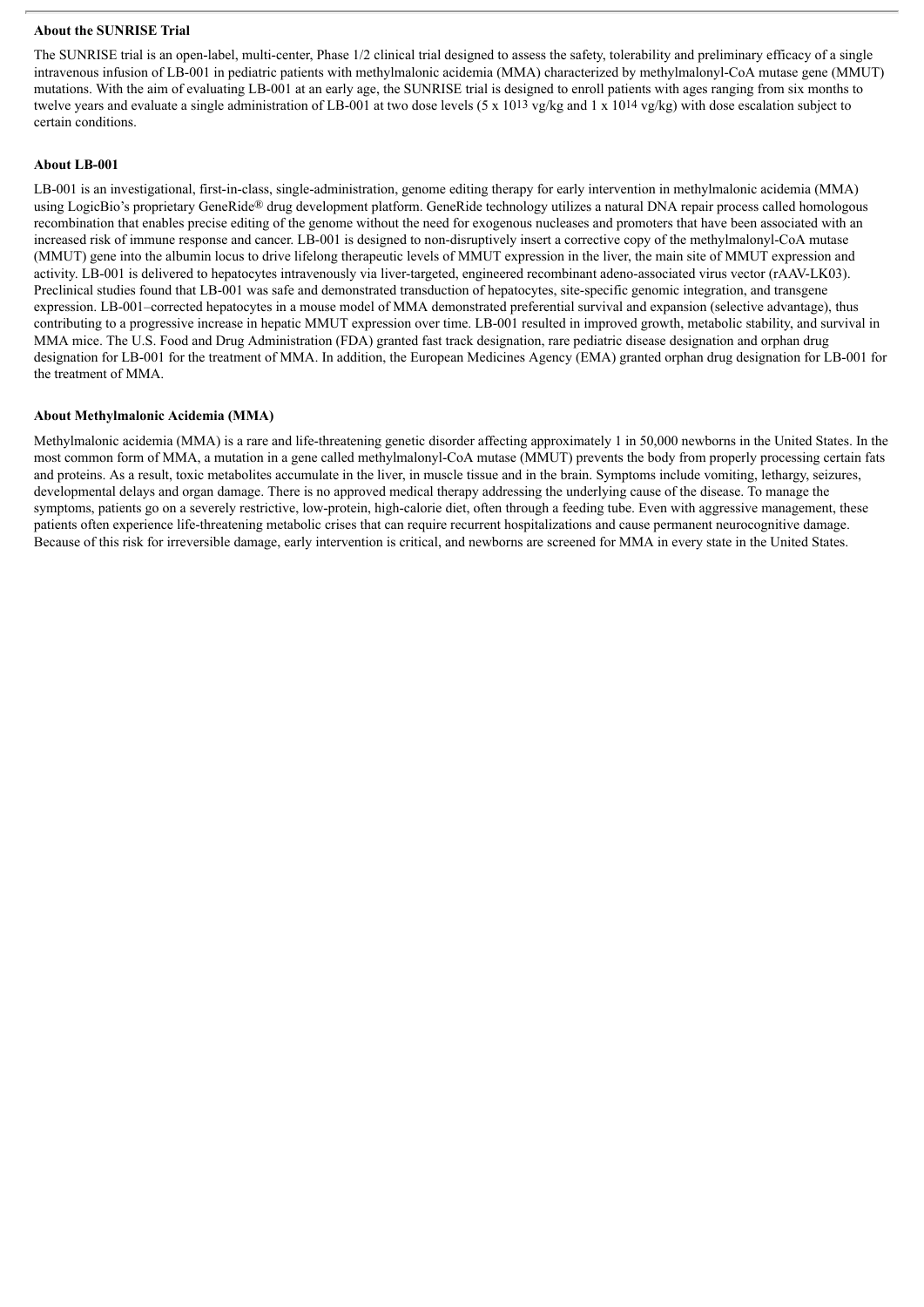**About the SUNRISE Trial**

The SUNRISE trial is an open-label, multi-center, Phase 1/2 clinical trial designed to assess the safety, tolerability and preliminary efficacy of a single intravenous infusion of LB-001 in pediatric patients with methylmalonic acidemia (MMA) characterized by methylmalonyl-CoA mutase gene (MMUT) mutations. With the aim of evaluating LB-001 at an early age, the SUNRISE trial is designed to enroll patients with ages ranging from six months to twelve years and evaluate a single administration of LB-001 at two dose levels ($5 \times 10^{13}$ vg/kg and $1 \times 10^{14}$ vg/kg) with dose escalation subject to certain conditions.

**About LB-001**

LB-001 is an investigational, first-in-class, single-administration, genome editing therapy for early intervention in methylmalonic acidemia (MMA) using LogicBio's proprietary GeneRide® drug development platform. GeneRide technology utilizes a natural DNA repair process called homologous recombination that enables precise editing of the genome without the need for exogenous nucleases and promoters that have been associated with an increased risk of immune response and cancer. LB-001 is designed to non-disruptively insert a corrective copy of the methylmalonyl-CoA mutase (MMUT) gene into the albumin locus to drive lifelong therapeutic levels of MMUT expression in the liver, the main site of MMUT expression and activity. LB-001 is delivered to hepatocytes intravenously via liver-targeted, engineered recombinant adeno-associated virus vector (rAAV-LK03). Preclinical studies found that LB-001 was safe and demonstrated transduction of hepatocytes, site-specific genomic integration, and transgene expression. LB-001–corrected hepatocytes in a mouse model of MMA demonstrated preferential survival and expansion (selective advantage), thus contributing to a progressive increase in hepatic MMUT expression over time. LB-001 resulted in improved growth, metabolic stability, and survival in MMA mice. The U.S. Food and Drug Administration (FDA) granted fast track designation, rare pediatric disease designation and orphan drug designation for LB-001 for the treatment of MMA. In addition, the European Medicines Agency (EMA) granted orphan drug designation for LB-001 for the treatment of MMA.

**About Methylmalonic Acidemia (MMA)**

Methylmalonic acidemia (MMA) is a rare and life-threatening genetic disorder affecting approximately 1 in 50,000 newborns in the United States. In the most common form of MMA, a mutation in a gene called methylmalonyl-CoA mutase (MMUT) prevents the body from properly processing certain fats and proteins. As a result, toxic metabolites accumulate in the liver, in muscle tissue and in the brain. Symptoms include vomiting, lethargy, seizures, developmental delays and organ damage. There is no approved medical therapy addressing the underlying cause of the disease. To manage the symptoms, patients go on a severely restrictive, low-protein, high-calorie diet, often through a feeding tube. Even with aggressive management, these patients often experience life-threatening metabolic crises that can require recurrent hospitalizations and cause permanent neurocognitive damage. Because of this risk for irreversible damage, early intervention is critical, and newborns are screened for MMA in every state in the United States.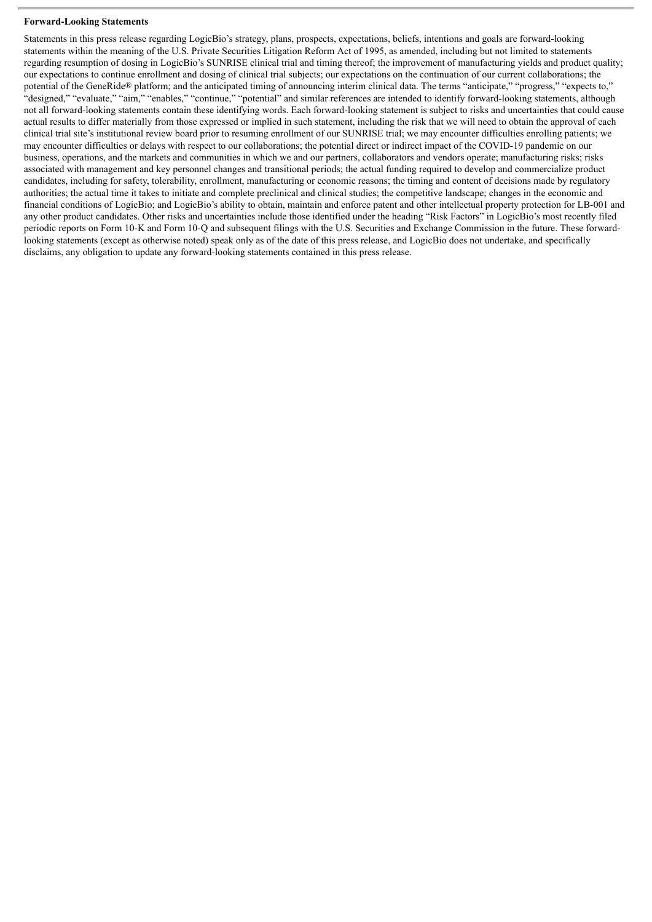**Forward-Looking Statements**

Statements in this press release regarding LogicBio's strategy, plans, prospects, expectations, beliefs, intentions and goals are forward-looking statements within the meaning of the U.S. Private Securities Litigation Reform Act of 1995, as amended, including but not limited to statements regarding resumption of dosing in LogicBio's SUNRISE clinical trial and timing thereof; the improvement of manufacturing yields and product quality; our expectations to continue enrollment and dosing of clinical trial subjects; our expectations on the continuation of our current collaborations; the potential of the GeneRide® platform; and the anticipated timing of announcing interim clinical data. The terms "anticipate," "progress," "expects to," "designed," "evaluate," "aim," "enables," "continue," "potential" and similar references are intended to identify forward-looking statements, although not all forward-looking statements contain these identifying words. Each forward-looking statement is subject to risks and uncertainties that could cause actual results to differ materially from those expressed or implied in such statement, including the risk that we will need to obtain the approval of each clinical trial site's institutional review board prior to resuming enrollment of our SUNRISE trial; we may encounter difficulties enrolling patients; we may encounter difficulties or delays with respect to our collaborations; the potential direct or indirect impact of the COVID-19 pandemic on our business, operations, and the markets and communities in which we and our partners, collaborators and vendors operate; manufacturing risks; risks associated with management and key personnel changes and transitional periods; the actual funding required to develop and commercialize product candidates, including for safety, tolerability, enrollment, manufacturing or economic reasons; the timing and content of decisions made by regulatory authorities; the actual time it takes to initiate and complete preclinical and clinical studies; the competitive landscape; changes in the economic and financial conditions of LogicBio; and LogicBio's ability to obtain, maintain and enforce patent and other intellectual property protection for LB-001 and any other product candidates. Other risks and uncertainties include those identified under the heading "Risk Factors" in LogicBio's most recently filed periodic reports on Form 10-K and Form 10-Q and subsequent filings with the U.S. Securities and Exchange Commission in the future. These forward-looking statements (except as otherwise noted) speak only as of the date of this press release, and LogicBio does not undertake, and specifically disclaims, any obligation to update any forward-looking statements contained in this press release.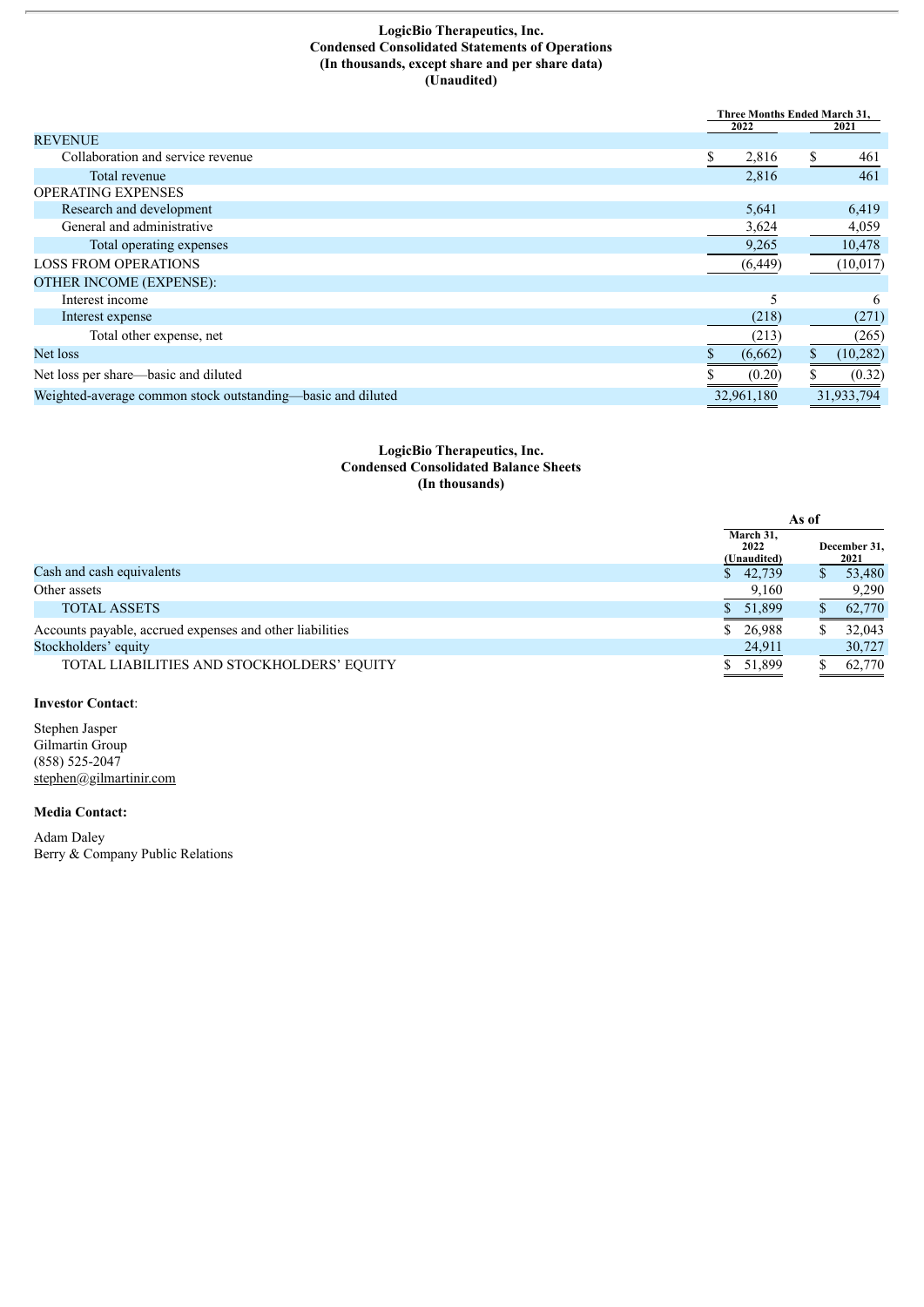**LogicBio Therapeutics, Inc.**
**Condensed Consolidated Statements of Operations**
**(In thousands, except share and per share data)**
**(Unaudited)**

| | Three Months Ended March 31, | |
|---|---|---|
| | 2022 | 2021 |
| REVENUE | | |
| Collaboration and service revenue | $ 2,816 | $ 461 |
| Total revenue | 2,816 | 461 |
| OPERATING EXPENSES | | |
| Research and development | 5,641 | 6,419 |
| General and administrative | 3,624 | 4,059 |
| Total operating expenses | 9,265 | 10,478 |
| LOSS FROM OPERATIONS | (6,449) | (10,017) |
| OTHER INCOME (EXPENSE): | | |
| Interest income | 5 | 6 |
| Interest expense | (218) | (271) |
| Total other expense, net | (213) | (265) |
| Net loss | $ (6,662) | $ (10,282) |
| Net loss per share—basic and diluted | $ (0.20) | $ (0.32) |
| Weighted-average common stock outstanding—basic and diluted | 32,961,180 | 31,933,794 |

**LogicBio Therapeutics, Inc.**
**Condensed Consolidated Balance Sheets**
**(In thousands)**

| | As of | |
|---|---|---|
| | March 31, 2022 (Unaudited) | December 31, 2021 |
| Cash and cash equivalents | $ 42,739 | $ 53,480 |
| Other assets | 9,160 | 9,290 |
| TOTAL ASSETS | $ 51,899 | $ 62,770 |
| Accounts payable, accrued expenses and other liabilities | $ 26,988 | $ 32,043 |
| Stockholders' equity | 24,911 | 30,727 |
| TOTAL LIABILITIES AND STOCKHOLDERS' EQUITY | $ 51,899 | $ 62,770 |

**Investor Contact**:

Stephen Jasper
Gilmartin Group
(858) 525-2047
stephen@gilmartinir.com

**Media Contact:**

Adam Daley
Berry & Company Public Relations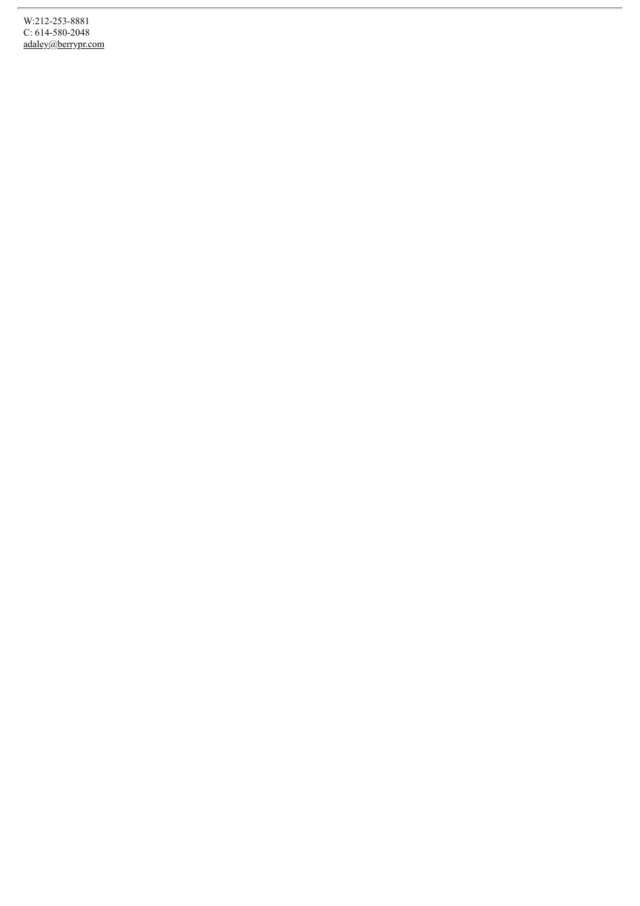W:212-253-8881
C: 614-580-2048
adaley@berrypr.com